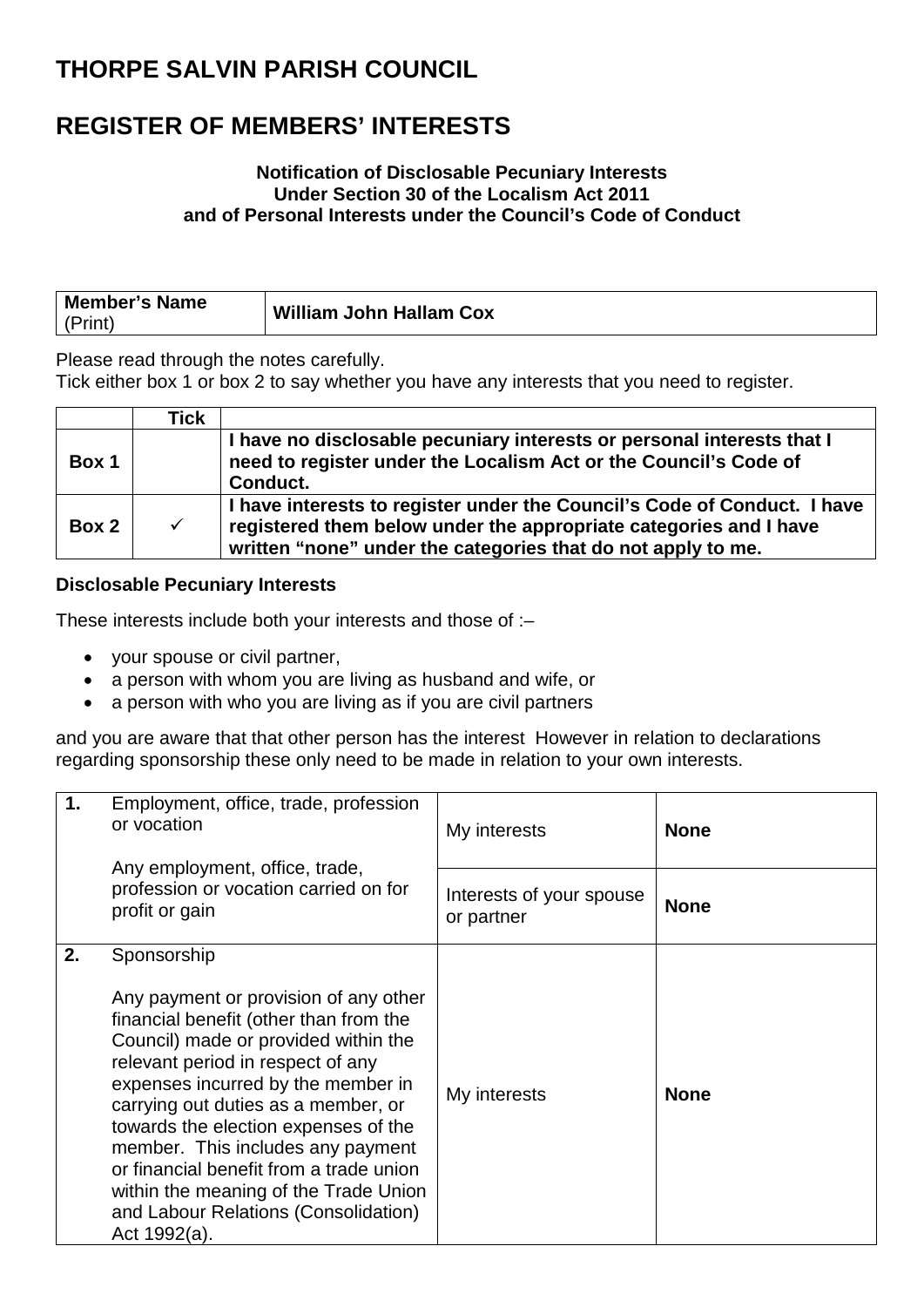# THORPE SALVIN PARISH COUNCIL

# REGISTER OF MEMBERS' INTERESTS

**Notification of Disclosable Pecuniary Interests**
**Under Section 30 of the Localism Act 2011**
**and of Personal Interests under the Council's Code of Conduct**

| **Member's Name** (Print) | **William John Hallam Cox** |
|---|---|

Please read through the notes carefully.
Tick either box 1 or box 2 to say whether you have any interests that you need to register.

| | **Tick** | |
|---|---|---|
| **Box 1** | | **I have no disclosable pecuniary interests or personal interests that I need to register under the Localism Act or the Council's Code of Conduct.** |
| **Box 2** | ✓ | **I have interests to register under the Council's Code of Conduct. I have registered them below under the appropriate categories and I have written "none" under the categories that do not apply to me.** |

**Disclosable Pecuniary Interests**

These interests include both your interests and those of :–

- your spouse or civil partner,
- a person with whom you are living as husband and wife, or
- a person with who you are living as if you are civil partners

and you are aware that that other person has the interest However in relation to declarations regarding sponsorship these only need to be made in relation to your own interests.

| | | | |
|---|---|---|---|
| **1.** | Employment, office, trade, profession or vocation<br><br>Any employment, office, trade, profession or vocation carried on for profit or gain | My interests | **None** |
| | | Interests of your spouse or partner | **None** |
| **2.** | Sponsorship<br><br>Any payment or provision of any other financial benefit (other than from the Council) made or provided within the relevant period in respect of any expenses incurred by the member in carrying out duties as a member, or towards the election expenses of the member. This includes any payment or financial benefit from a trade union within the meaning of the Trade Union and Labour Relations (Consolidation) Act 1992(a). | My interests | **None** |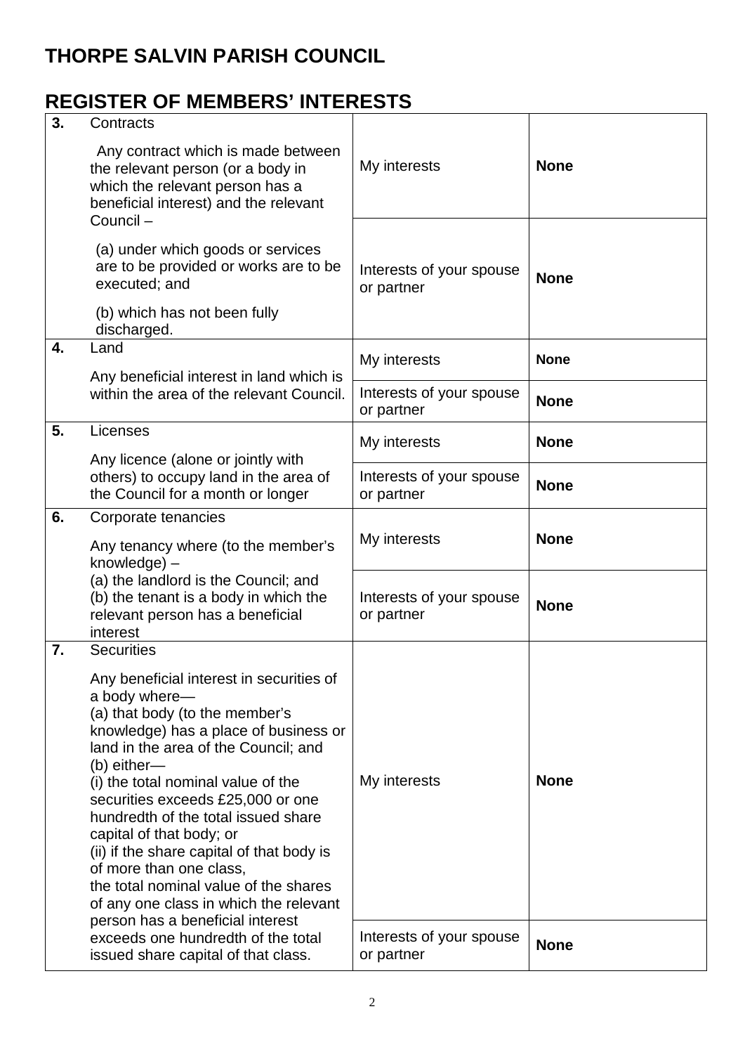# THORPE SALVIN PARISH COUNCIL

## REGISTER OF MEMBERS' INTERESTS

| | | | |
|---|---|---|---|
| **3.** | Contracts<br><br>Any contract which is made between the relevant person (or a body in which the relevant person has a beneficial interest) and the relevant Council –<br><br>(a) under which goods or services are to be provided or works are to be executed; and<br><br>(b) which has not been fully discharged. | My interests | **None** |
| | | Interests of your spouse or partner | **None** |
| **4.** | Land<br><br>Any beneficial interest in land which is within the area of the relevant Council. | My interests | **None** |
| | | Interests of your spouse or partner | **None** |
| **5.** | Licenses<br><br>Any licence (alone or jointly with others) to occupy land in the area of the Council for a month or longer | My interests | **None** |
| | | Interests of your spouse or partner | **None** |
| **6.** | Corporate tenancies<br><br>Any tenancy where (to the member's knowledge) –<br>(a) the landlord is the Council; and<br>(b) the tenant is a body in which the relevant person has a beneficial interest | My interests | **None** |
| | | Interests of your spouse or partner | **None** |
| **7.** | Securities<br><br>Any beneficial interest in securities of a body where—<br>(a) that body (to the member's knowledge) has a place of business or land in the area of the Council; and<br>(b) either—<br>(i) the total nominal value of the securities exceeds £25,000 or one hundredth of the total issued share capital of that body; or<br>(ii) if the share capital of that body is of more than one class,<br>the total nominal value of the shares of any one class in which the relevant person has a beneficial interest exceeds one hundredth of the total issued share capital of that class. | My interests | **None** |
| | | Interests of your spouse or partner | **None** |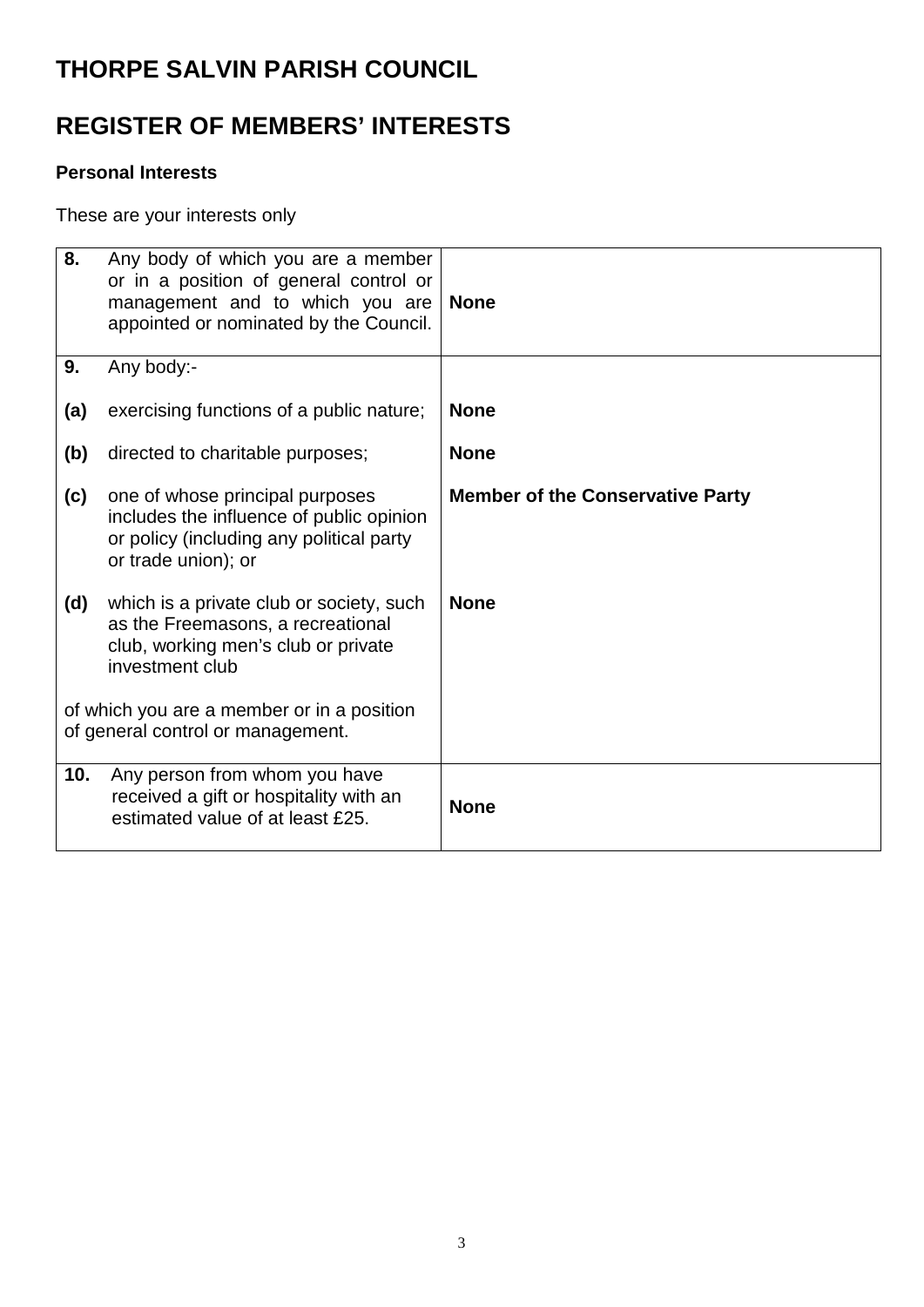# THORPE SALVIN PARISH COUNCIL

# REGISTER OF MEMBERS' INTERESTS

**Personal Interests**

These are your interests only

| | | |
|---|---|---|
| **8.** | Any body of which you are a member or in a position of general control or management and to which you are appointed or nominated by the Council. | **None** |
| **9.** | Any body:- | |
| **(a)** | exercising functions of a public nature; | **None** |
| **(b)** | directed to charitable purposes; | **None** |
| **(c)** | one of whose principal purposes includes the influence of public opinion or policy (including any political party or trade union); or | **Member of the Conservative Party** |
| **(d)** | which is a private club or society, such as the Freemasons, a recreational club, working men's club or private investment club | **None** |
| | of which you are a member or in a position of general control or management. | |
| **10.** | Any person from whom you have received a gift or hospitality with an estimated value of at least £25. | **None** |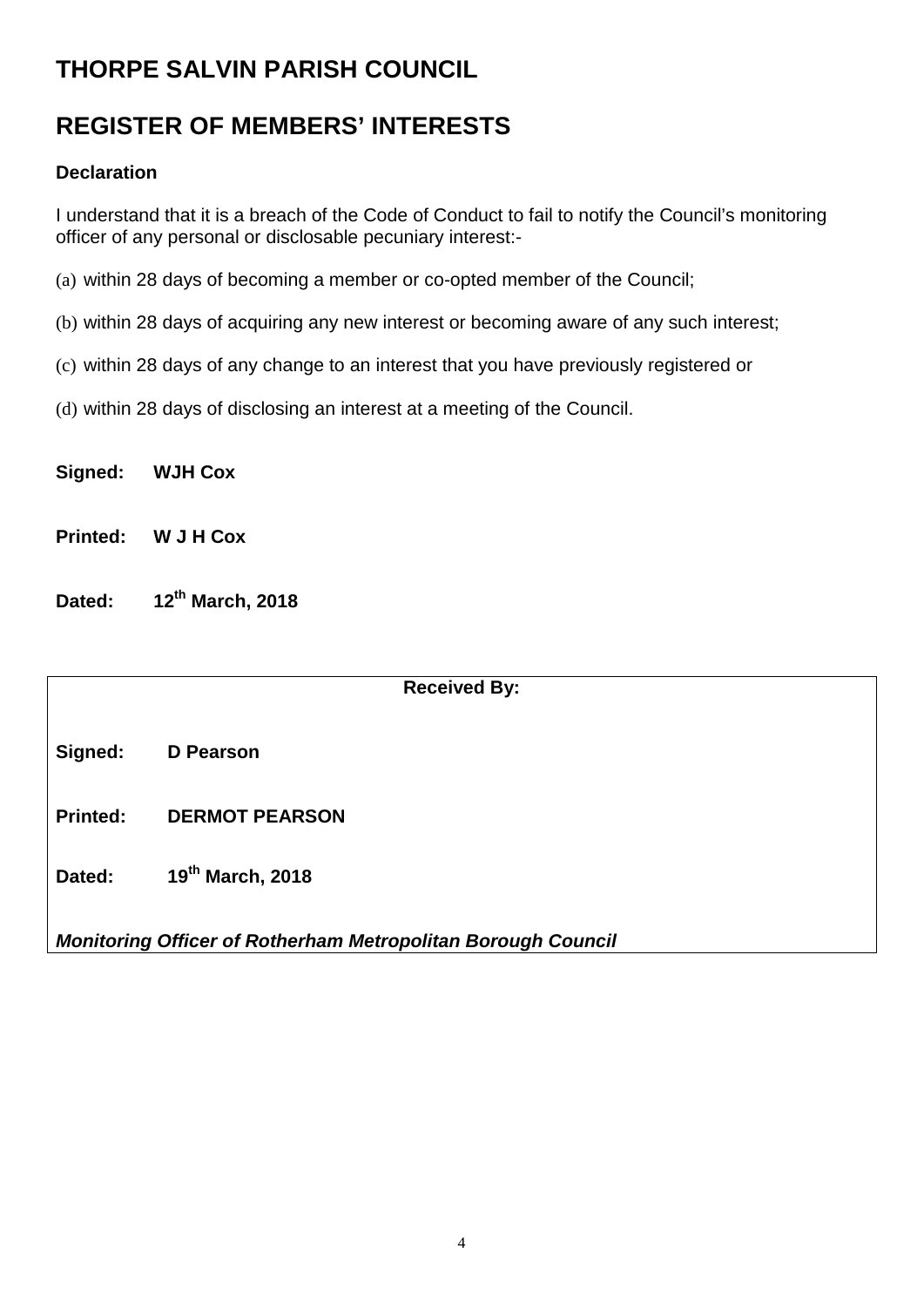# THORPE SALVIN PARISH COUNCIL

# REGISTER OF MEMBERS' INTERESTS

**Declaration**

I understand that it is a breach of the Code of Conduct to fail to notify the Council's monitoring officer of any personal or disclosable pecuniary interest:-

(a) within 28 days of becoming a member or co-opted member of the Council;

(b) within 28 days of acquiring any new interest or becoming aware of any such interest;

(c) within 28 days of any change to an interest that you have previously registered or

(d) within 28 days of disclosing an interest at a meeting of the Council.

**Signed:** **WJH Cox**

**Printed:** **W J H Cox**

**Dated:** **12th March, 2018**

**Received By:**

**Signed:** **D Pearson**

**Printed:** **DERMOT PEARSON**

**Dated:** **19th March, 2018**

***Monitoring Officer of Rotherham Metropolitan Borough Council***